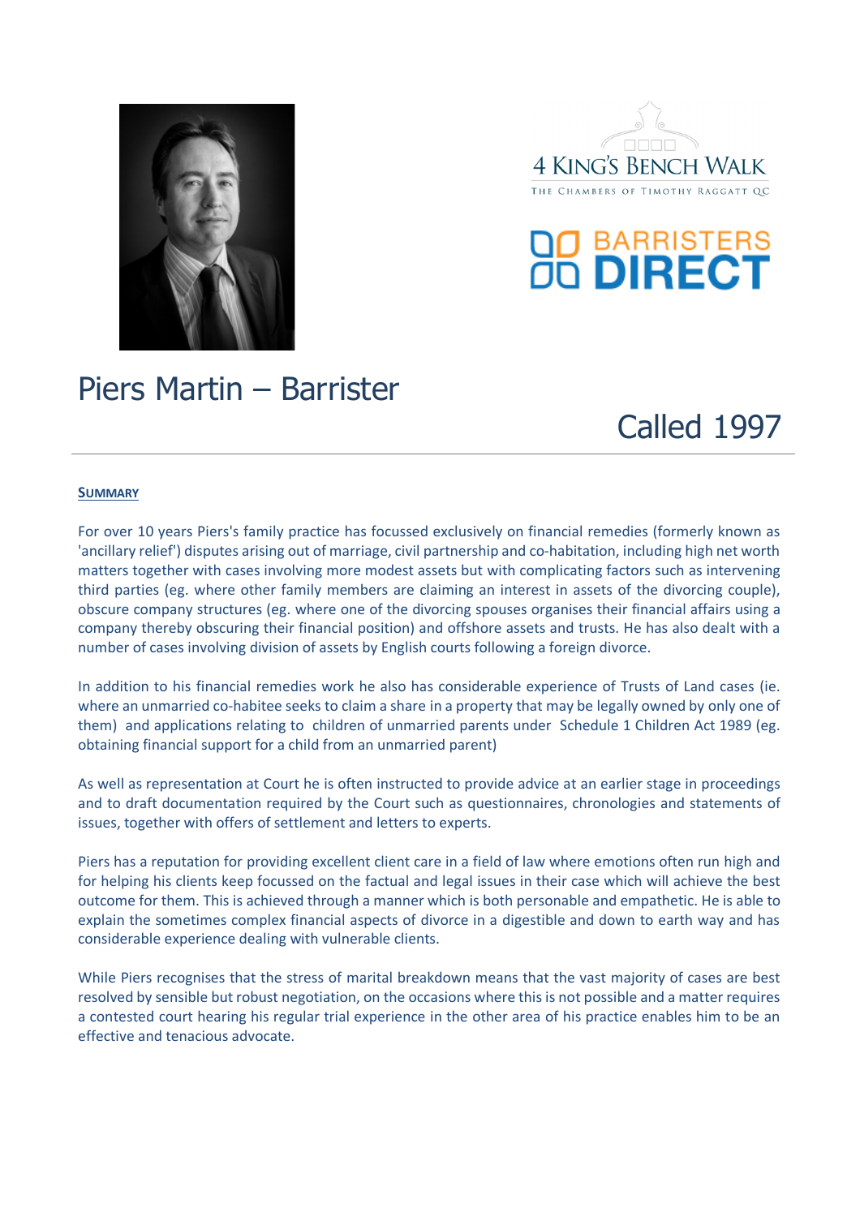4 KING'S BENCH WALK

THE CHAMBERS OF TIMOTHY RAGGATT QC

BARRISTERS DIRECT

# Piers Martin – Barrister

## Called 1997

**SUMMARY**

For over 10 years Piers's family practice has focussed exclusively on financial remedies (formerly known as 'ancillary relief') disputes arising out of marriage, civil partnership and co-habitation, including high net worth matters together with cases involving more modest assets but with complicating factors such as intervening third parties (eg. where other family members are claiming an interest in assets of the divorcing couple), obscure company structures (eg. where one of the divorcing spouses organises their financial affairs using a company thereby obscuring their financial position) and offshore assets and trusts. He has also dealt with a number of cases involving division of assets by English courts following a foreign divorce.

In addition to his financial remedies work he also has considerable experience of Trusts of Land cases (ie. where an unmarried co-habitee seeks to claim a share in a property that may be legally owned by only one of them) and applications relating to children of unmarried parents under Schedule 1 Children Act 1989 (eg. obtaining financial support for a child from an unmarried parent)

As well as representation at Court he is often instructed to provide advice at an earlier stage in proceedings and to draft documentation required by the Court such as questionnaires, chronologies and statements of issues, together with offers of settlement and letters to experts.

Piers has a reputation for providing excellent client care in a field of law where emotions often run high and for helping his clients keep focussed on the factual and legal issues in their case which will achieve the best outcome for them. This is achieved through a manner which is both personable and empathetic. He is able to explain the sometimes complex financial aspects of divorce in a digestible and down to earth way and has considerable experience dealing with vulnerable clients.

While Piers recognises that the stress of marital breakdown means that the vast majority of cases are best resolved by sensible but robust negotiation, on the occasions where this is not possible and a matter requires a contested court hearing his regular trial experience in the other area of his practice enables him to be an effective and tenacious advocate.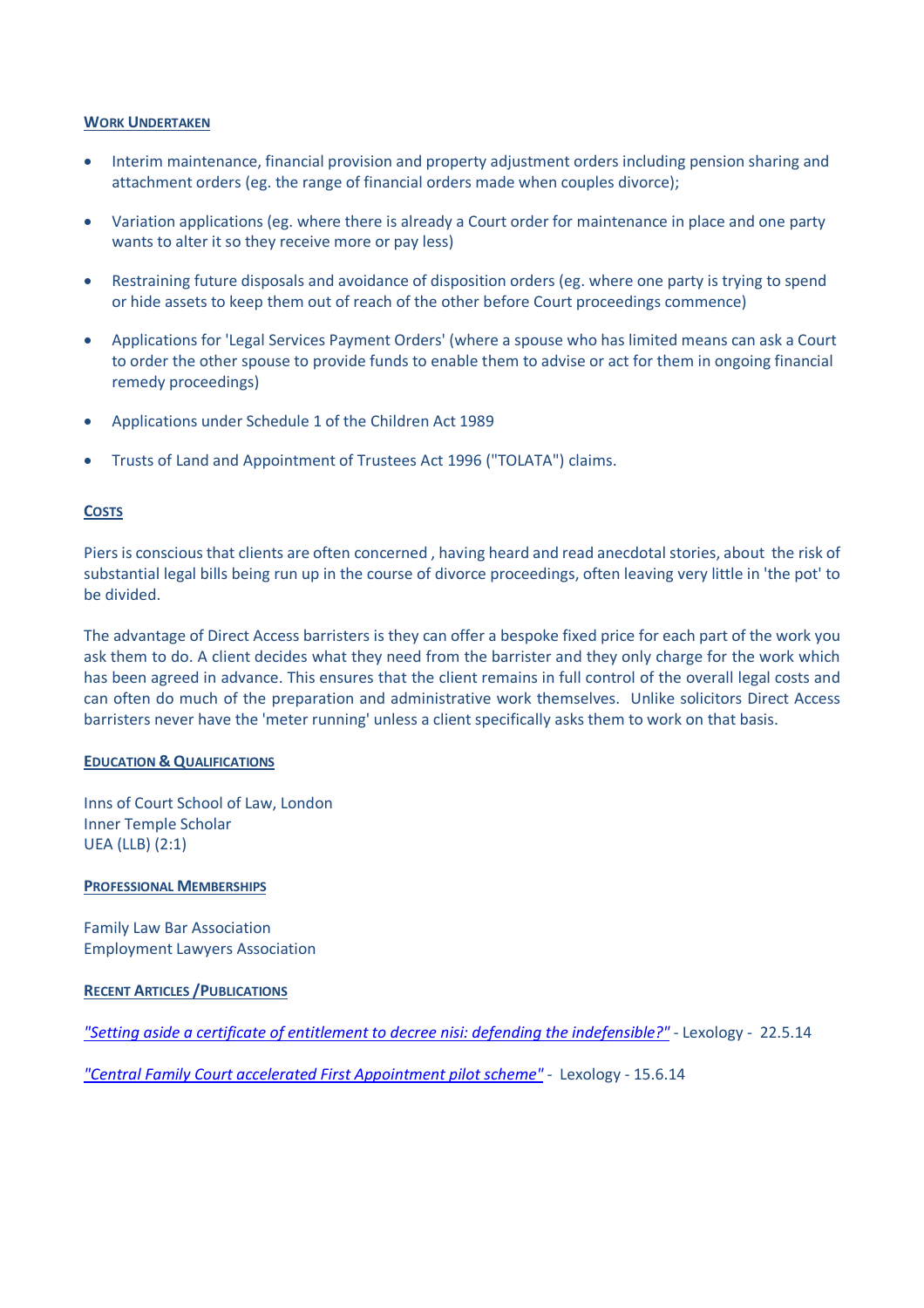## WORK UNDERTAKEN

- Interim maintenance, financial provision and property adjustment orders including pension sharing and attachment orders (eg. the range of financial orders made when couples divorce);
- Variation applications (eg. where there is already a Court order for maintenance in place and one party wants to alter it so they receive more or pay less)
- Restraining future disposals and avoidance of disposition orders (eg. where one party is trying to spend or hide assets to keep them out of reach of the other before Court proceedings commence)
- Applications for 'Legal Services Payment Orders' (where a spouse who has limited means can ask a Court to order the other spouse to provide funds to enable them to advise or act for them in ongoing financial remedy proceedings)
- Applications under Schedule 1 of the Children Act 1989
- Trusts of Land and Appointment of Trustees Act 1996 ("TOLATA") claims.

## COSTS

Piers is conscious that clients are often concerned , having heard and read anecdotal stories, about the risk of substantial legal bills being run up in the course of divorce proceedings, often leaving very little in 'the pot' to be divided.

The advantage of Direct Access barristers is they can offer a bespoke fixed price for each part of the work you ask them to do. A client decides what they need from the barrister and they only charge for the work which has been agreed in advance. This ensures that the client remains in full control of the overall legal costs and can often do much of the preparation and administrative work themselves. Unlike solicitors Direct Access barristers never have the 'meter running' unless a client specifically asks them to work on that basis.

## EDUCATION & QUALIFICATIONS

Inns of Court School of Law, London
Inner Temple Scholar
UEA (LLB) (2:1)

## PROFESSIONAL MEMBERSHIPS

Family Law Bar Association
Employment Lawyers Association

## RECENT ARTICLES /PUBLICATIONS

*"Setting aside a certificate of entitlement to decree nisi: defending the indefensible?"* - Lexology - 22.5.14

*"Central Family Court accelerated First Appointment pilot scheme"* - Lexology - 15.6.14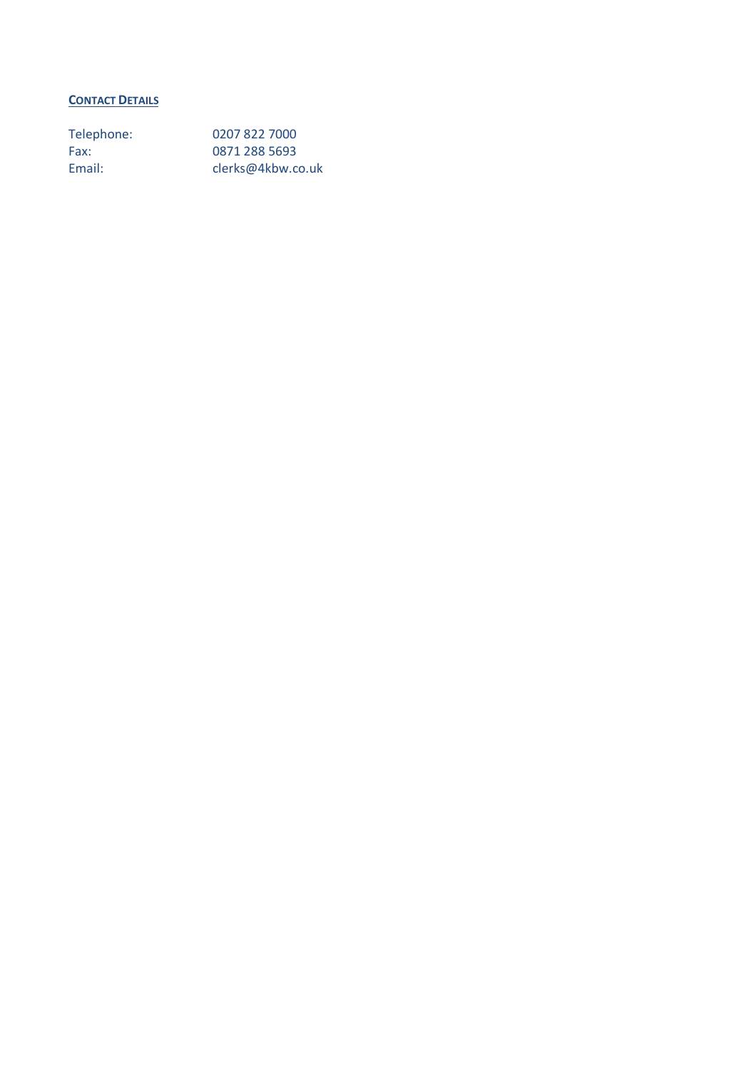## **CONTACT DETAILS**

| | |
|---|---|
| Telephone: | 0207 822 7000 |
| Fax: | 0871 288 5693 |
| Email: | clerks@4kbw.co.uk |